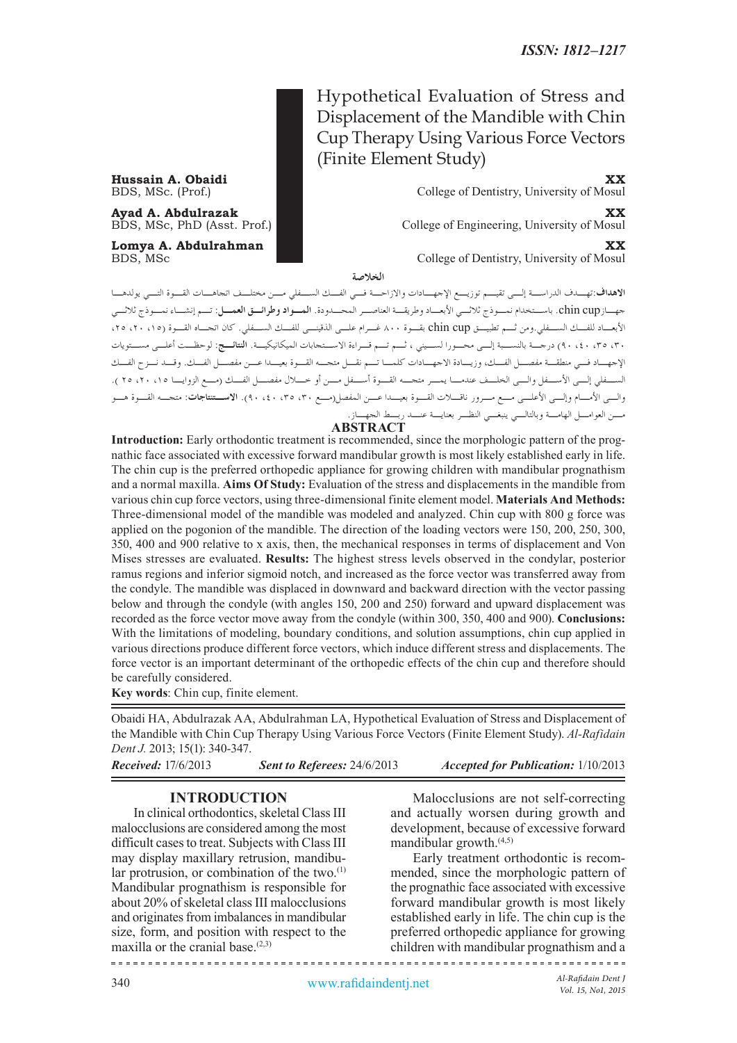ISSN: 1812–1217

# Hypothetical Evaluation of Stress and Displacement of the Mandible with Chin Cup Therapy Using Various Force Vectors (Finite Element Study)

**Hussain A. Obaidi**
BDS, MSc. (Prof.)

**XX**
College of Dentistry, University of Mosul

**Ayad A. Abdulrazak**
BDS, MSc, PhD (Asst. Prof.)

**XX**
College of Engineering, University of Mosul

**Lomya A. Abdulrahman**
BDS, MSc

**XX**
College of Dentistry, University of Mosul

## الخلاصة

**الاهداف**:تهـدف الدراسـة إلـى تقيـيم توزيـع الإجهـادات والازاحـة فـي الفـك السـفلي مـن مختلـف اتجاهـات القـوة التـي يولدهـا جهـاز chin cup. باسـتخدام نمـوذج ثلاثـي الأبعـاد وطريقـة العناصـر المحـدودة. **المـواد وطرائـق العمـل**: تـم إنشـاء نمـوذج ثلاثـي الأبعـاد للفـك السـفلي.ومن ثـم تطبيـق chin cup بقـوة ٨٠٠ غـرام علـى الذقينـي للفـك السـفلي. كان اتجـاه القـوة (١٥، ٢٠، ٢٥، ٣٠، ٣٥، ٤٠، ٩٠) درجـة بالنسـبة إلـى محـورا لسـيني ، ثـم تـم قـراءة الاسـتجابات الميكانيكيـة. **النتائـج**: لوحظـت أعلـى مسـتويات الإجهـاد فـي منطقـة مفصـل الفـك، وزيـادة الاجهـادات كلمـا تـم نقـل متجـه القـوة بعيـدا عـن مفصـل الفـك. وقـد نـزح الفـك السـفلي إلـى الأسـفل والـى الخلـف عندمـا يمـر متجـه القـوة أسـفل مـن أو خـلال مفصـل الفـك (مـع الزوايـا ١٥، ٢٠، ٢٥ ). والـى الأمـام وإلـى الأعلـى مـع مـرور ناقـلات القـوة بعيـدا عـن المفصل(مـع ٣٠، ٣٥، ٤٠، ٩٠). **الاسـتنتاجات**: متجـه القـوة هـو مـن العوامـل الهامـة وبالتالـي ينبغـي النظـر بعنايـة عنـد ربـط الجهـاز.

## ABSTRACT

**Introduction:** Early orthodontic treatment is recommended, since the morphologic pattern of the prognathic face associated with excessive forward mandibular growth is most likely established early in life. The chin cup is the preferred orthopedic appliance for growing children with mandibular prognathism and a normal maxilla. **Aims Of Study:** Evaluation of the stress and displacements in the mandible from various chin cup force vectors, using three-dimensional finite element model. **Materials And Methods:** Three-dimensional model of the mandible was modeled and analyzed. Chin cup with 800 g force was applied on the pogonion of the mandible. The direction of the loading vectors were 150, 200, 250, 300, 350, 400 and 900 relative to x axis, then, the mechanical responses in terms of displacement and Von Mises stresses are evaluated. **Results:** The highest stress levels observed in the condylar, posterior ramus regions and inferior sigmoid notch, and increased as the force vector was transferred away from the condyle. The mandible was displaced in downward and backward direction with the vector passing below and through the condyle (with angles 150, 200 and 250) forward and upward displacement was recorded as the force vector move away from the condyle (within 300, 350, 400 and 900). **Conclusions:** With the limitations of modeling, boundary conditions, and solution assumptions, chin cup applied in various directions produce different force vectors, which induce different stress and displacements. The force vector is an important determinant of the orthopedic effects of the chin cup and therefore should be carefully considered.

**Key words**: Chin cup, finite element.

Obaidi HA, Abdulrazak AA, Abdulrahman LA, Hypothetical Evaluation of Stress and Displacement of the Mandible with Chin Cup Therapy Using Various Force Vectors (Finite Element Study). *Al-Rafidain Dent J.* 2013; 15(1): 340-347.

***Received:*** 17/6/2013 ***Sent to Referees:*** 24/6/2013 ***Accepted for Publication:*** 1/10/2013

## INTRODUCTION

In clinical orthodontics, skeletal Class III malocclusions are considered among the most difficult cases to treat. Subjects with Class III may display maxillary retrusion, mandibular protrusion, or combination of the two.[1] Mandibular prognathism is responsible for about 20% of skeletal class III malocclusions and originates from imbalances in mandibular size, form, and position with respect to the maxilla or the cranial base.[2,3]

Malocclusions are not self-correcting and actually worsen during growth and development, because of excessive forward mandibular growth.[4,5]

Early treatment orthodontic is recommended, since the morphologic pattern of the prognathic face associated with excessive forward mandibular growth is most likely established early in life. The chin cup is the preferred orthopedic appliance for growing children with mandibular prognathism and a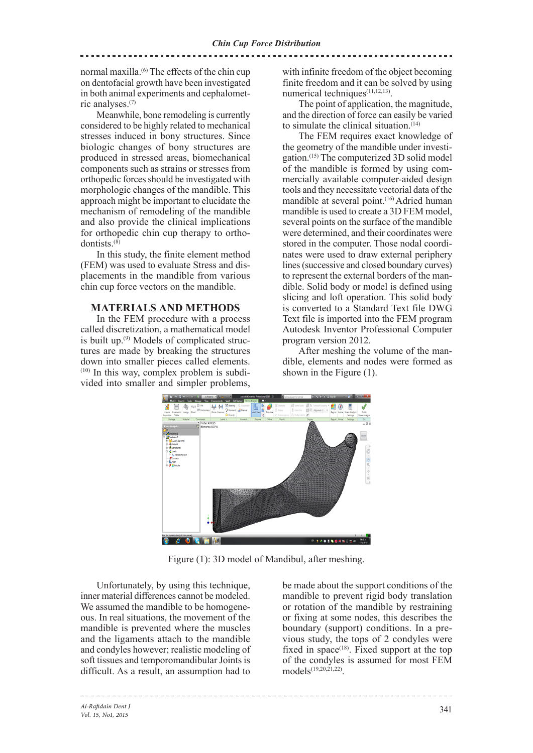normal maxilla.[6] The effects of the chin cup on dentofacial growth have been investigated in both animal experiments and cephalometric analyses.[7]

Meanwhile, bone remodeling is currently considered to be highly related to mechanical stresses induced in bony structures. Since biologic changes of bony structures are produced in stressed areas, biomechanical components such as strains or stresses from orthopedic forces should be investigated with morphologic changes of the mandible. This approach might be important to elucidate the mechanism of remodeling of the mandible and also provide the clinical implications for orthopedic chin cup therapy to orthodontists.[8]

In this study, the finite element method (FEM) was used to evaluate Stress and displacements in the mandible from various chin cup force vectors on the mandible.

## MATERIALS AND METHODS

In the FEM procedure with a process called discretization, a mathematical model is built up.[9] Models of complicated structures are made by breaking the structures down into smaller pieces called elements.[10] In this way, complex problem is subdivided into smaller and simpler problems, with infinite freedom of the object becoming finite freedom and it can be solved by using numerical techniques[11,12,13].

The point of application, the magnitude, and the direction of force can easily be varied to simulate the clinical situation.[14]

The FEM requires exact knowledge of the geometry of the mandible under investigation.[15] The computerized 3D solid model of the mandible is formed by using commercially available computer-aided design tools and they necessitate vectorial data of the mandible at several point.[16] Adried human mandible is used to create a 3D FEM model, several points on the surface of the mandible were determined, and their coordinates were stored in the computer. Those nodal coordinates were used to draw external periphery lines (successive and closed boundary curves) to represent the external borders of the mandible. Solid body or model is defined using slicing and loft operation. This solid body is converted to a Standard Text file DWG Text file is imported into the FEM program Autodesk Inventor Professional Computer program version 2012.

After meshing the volume of the mandible, elements and nodes were formed as shown in the Figure (1).

Figure (1): 3D model of Mandibul, after meshing.

Unfortunately, by using this technique, inner material differences cannot be modeled. We assumed the mandible to be homogeneous. In real situations, the movement of the mandible is prevented where the muscles and the ligaments attach to the mandible and condyles however; realistic modeling of soft tissues and temporomandibular Joints is difficult. As a result, an assumption had to be made about the support conditions of the mandible to prevent rigid body translation or rotation of the mandible by restraining or fixing at some nodes, this describes the boundary (support) conditions. In a previous study, the tops of 2 condyles were fixed in space[18]. Fixed support at the top of the condyles is assumed for most FEM models[19,20,21,22].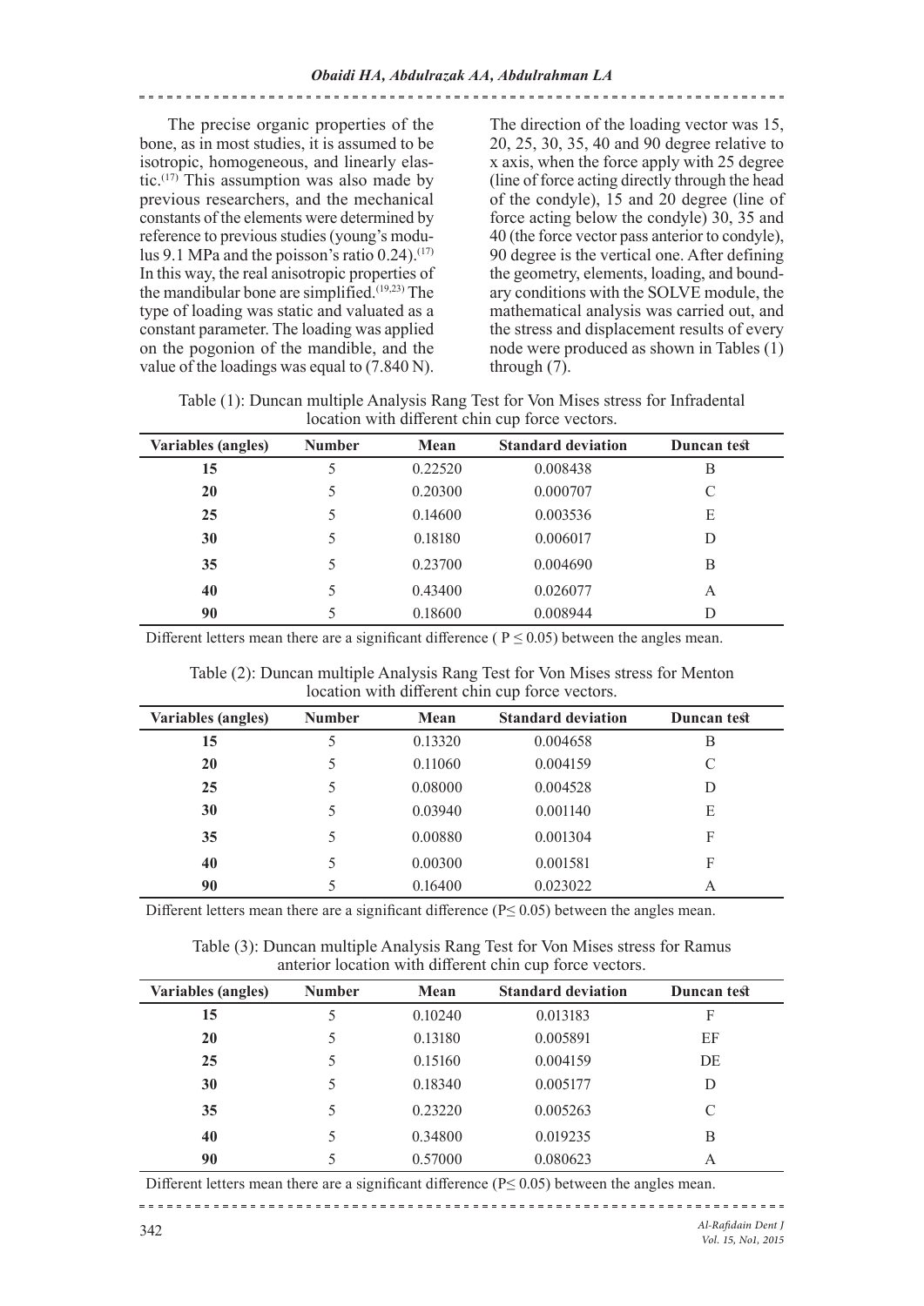The precise organic properties of the bone, as in most studies, it is assumed to be isotropic, homogeneous, and linearly elastic.[17] This assumption was also made by previous researchers, and the mechanical constants of the elements were determined by reference to previous studies (young's modulus 9.1 MPa and the poisson's ratio 0.24).[17] In this way, the real anisotropic properties of the mandibular bone are simplified.[19,23] The type of loading was static and valuated as a constant parameter. The loading was applied on the pogonion of the mandible, and the value of the loadings was equal to (7.840 N).

The direction of the loading vector was 15, 20, 25, 30, 35, 40 and 90 degree relative to x axis, when the force apply with 25 degree (line of force acting directly through the head of the condyle), 15 and 20 degree (line of force acting below the condyle) 30, 35 and 40 (the force vector pass anterior to condyle), 90 degree is the vertical one. After defining the geometry, elements, loading, and boundary conditions with the SOLVE module, the mathematical analysis was carried out, and the stress and displacement results of every node were produced as shown in Tables (1) through (7).

Table (1): Duncan multiple Analysis Rang Test for Von Mises stress for Infradental location with different chin cup force vectors.

| Variables (angles) | Number | Mean | Standard deviation | Duncan test |
|---|---|---|---|---|
| 15 | 5 | 0.22520 | 0.008438 | B |
| 20 | 5 | 0.20300 | 0.000707 | C |
| 25 | 5 | 0.14600 | 0.003536 | E |
| 30 | 5 | 0.18180 | 0.006017 | D |
| 35 | 5 | 0.23700 | 0.004690 | B |
| 40 | 5 | 0.43400 | 0.026077 | A |
| 90 | 5 | 0.18600 | 0.008944 | D |

Different letters mean there are a significant difference ( $P \leq 0.05$) between the angles mean.

Table (2): Duncan multiple Analysis Rang Test for Von Mises stress for Menton location with different chin cup force vectors.

| Variables (angles) | Number | Mean | Standard deviation | Duncan test |
|---|---|---|---|---|
| 15 | 5 | 0.13320 | 0.004658 | B |
| 20 | 5 | 0.11060 | 0.004159 | C |
| 25 | 5 | 0.08000 | 0.004528 | D |
| 30 | 5 | 0.03940 | 0.001140 | E |
| 35 | 5 | 0.00880 | 0.001304 | F |
| 40 | 5 | 0.00300 | 0.001581 | F |
| 90 | 5 | 0.16400 | 0.023022 | A |

Different letters mean there are a significant difference ($P \leq 0.05$) between the angles mean.

Table (3): Duncan multiple Analysis Rang Test for Von Mises stress for Ramus anterior location with different chin cup force vectors.

| Variables (angles) | Number | Mean | Standard deviation | Duncan test |
|---|---|---|---|---|
| 15 | 5 | 0.10240 | 0.013183 | F |
| 20 | 5 | 0.13180 | 0.005891 | EF |
| 25 | 5 | 0.15160 | 0.004159 | DE |
| 30 | 5 | 0.18340 | 0.005177 | D |
| 35 | 5 | 0.23220 | 0.005263 | C |
| 40 | 5 | 0.34800 | 0.019235 | B |
| 90 | 5 | 0.57000 | 0.080623 | A |

Different letters mean there are a significant difference ($P \leq 0.05$) between the angles mean.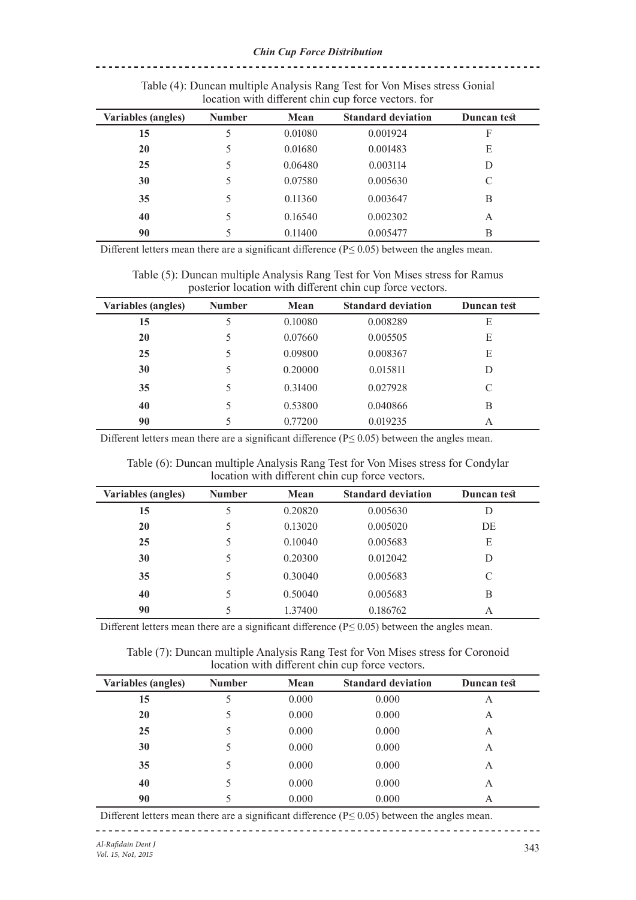Table (4): Duncan multiple Analysis Rang Test for Von Mises stress Gonial location with different chin cup force vectors. for

| Variables (angles) | Number | Mean | Standard deviation | Duncan test |
|---|---|---|---|---|
| 15 | 5 | 0.01080 | 0.001924 | F |
| 20 | 5 | 0.01680 | 0.001483 | E |
| 25 | 5 | 0.06480 | 0.003114 | D |
| 30 | 5 | 0.07580 | 0.005630 | C |
| 35 | 5 | 0.11360 | 0.003647 | B |
| 40 | 5 | 0.16540 | 0.002302 | A |
| 90 | 5 | 0.11400 | 0.005477 | B |

Different letters mean there are a significant difference ($P \leq 0.05$) between the angles mean.

Table (5): Duncan multiple Analysis Rang Test for Von Mises stress for Ramus posterior location with different chin cup force vectors.

| Variables (angles) | Number | Mean | Standard deviation | Duncan test |
|---|---|---|---|---|
| 15 | 5 | 0.10080 | 0.008289 | E |
| 20 | 5 | 0.07660 | 0.005505 | E |
| 25 | 5 | 0.09800 | 0.008367 | E |
| 30 | 5 | 0.20000 | 0.015811 | D |
| 35 | 5 | 0.31400 | 0.027928 | C |
| 40 | 5 | 0.53800 | 0.040866 | B |
| 90 | 5 | 0.77200 | 0.019235 | A |

Different letters mean there are a significant difference ($P \leq 0.05$) between the angles mean.

Table (6): Duncan multiple Analysis Rang Test for Von Mises stress for Condylar location with different chin cup force vectors.

| Variables (angles) | Number | Mean | Standard deviation | Duncan test |
|---|---|---|---|---|
| 15 | 5 | 0.20820 | 0.005630 | D |
| 20 | 5 | 0.13020 | 0.005020 | DE |
| 25 | 5 | 0.10040 | 0.005683 | E |
| 30 | 5 | 0.20300 | 0.012042 | D |
| 35 | 5 | 0.30040 | 0.005683 | C |
| 40 | 5 | 0.50040 | 0.005683 | B |
| 90 | 5 | 1.37400 | 0.186762 | A |

Different letters mean there are a significant difference ($P \leq 0.05$) between the angles mean.

Table (7): Duncan multiple Analysis Rang Test for Von Mises stress for Coronoid location with different chin cup force vectors.

| Variables (angles) | Number | Mean | Standard deviation | Duncan test |
|---|---|---|---|---|
| 15 | 5 | 0.000 | 0.000 | A |
| 20 | 5 | 0.000 | 0.000 | A |
| 25 | 5 | 0.000 | 0.000 | A |
| 30 | 5 | 0.000 | 0.000 | A |
| 35 | 5 | 0.000 | 0.000 | A |
| 40 | 5 | 0.000 | 0.000 | A |
| 90 | 5 | 0.000 | 0.000 | A |

Different letters mean there are a significant difference ($P \leq 0.05$) between the angles mean.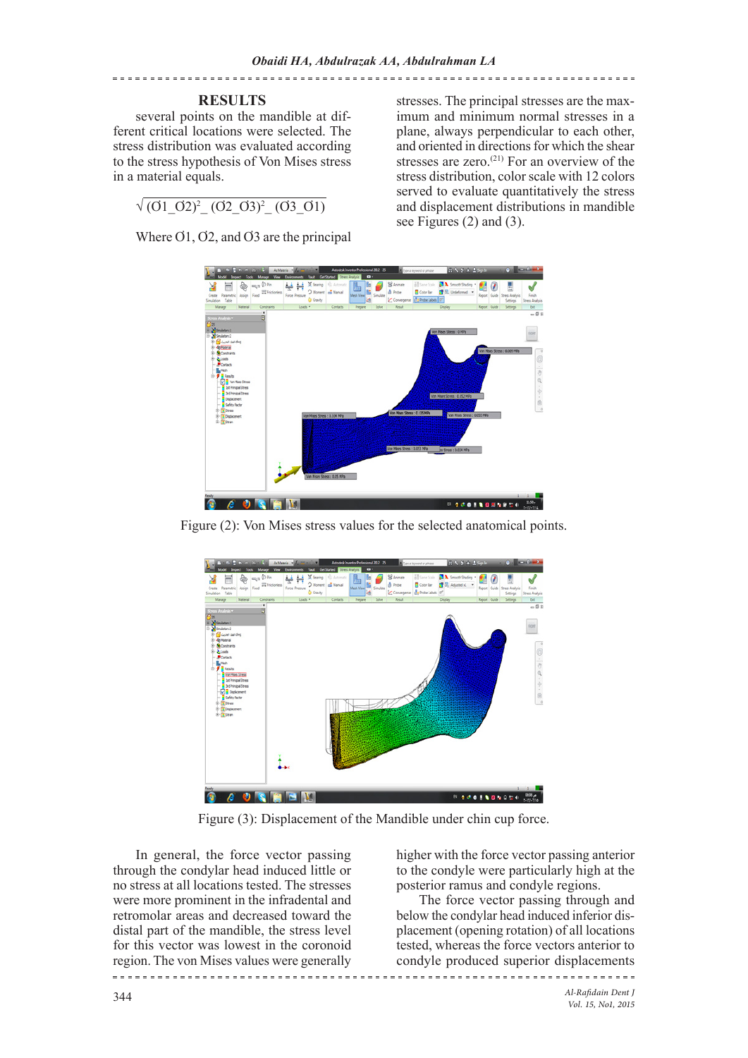## RESULTS

several points on the mandible at different critical locations were selected. The stress distribution was evaluated according to the stress hypothesis of Von Mises stress in a material equals.

$$\sqrt{(\sigma 1\_\sigma 2)^2\_ (\sigma 2\_\sigma 3)^2\_ (\sigma 3\_\sigma 1)}$$

Where Ơ1, Ơ2, and Ơ3 are the principal stresses. The principal stresses are the maximum and minimum normal stresses in a plane, always perpendicular to each other, and oriented in directions for which the shear stresses are zero.[21] For an overview of the stress distribution, color scale with 12 colors served to evaluate quantitatively the stress and displacement distributions in mandible see Figures (2) and (3).

Figure (2): Von Mises stress values for the selected anatomical points.

Figure (3): Displacement of the Mandible under chin cup force.

In general, the force vector passing through the condylar head induced little or no stress at all locations tested. The stresses were more prominent in the infradental and retromolar areas and decreased toward the distal part of the mandible, the stress level for this vector was lowest in the coronoid region. The von Mises values were generally higher with the force vector passing anterior to the condyle were particularly high at the posterior ramus and condyle regions.

The force vector passing through and below the condylar head induced inferior displacement (opening rotation) of all locations tested, whereas the force vectors anterior to condyle produced superior displacements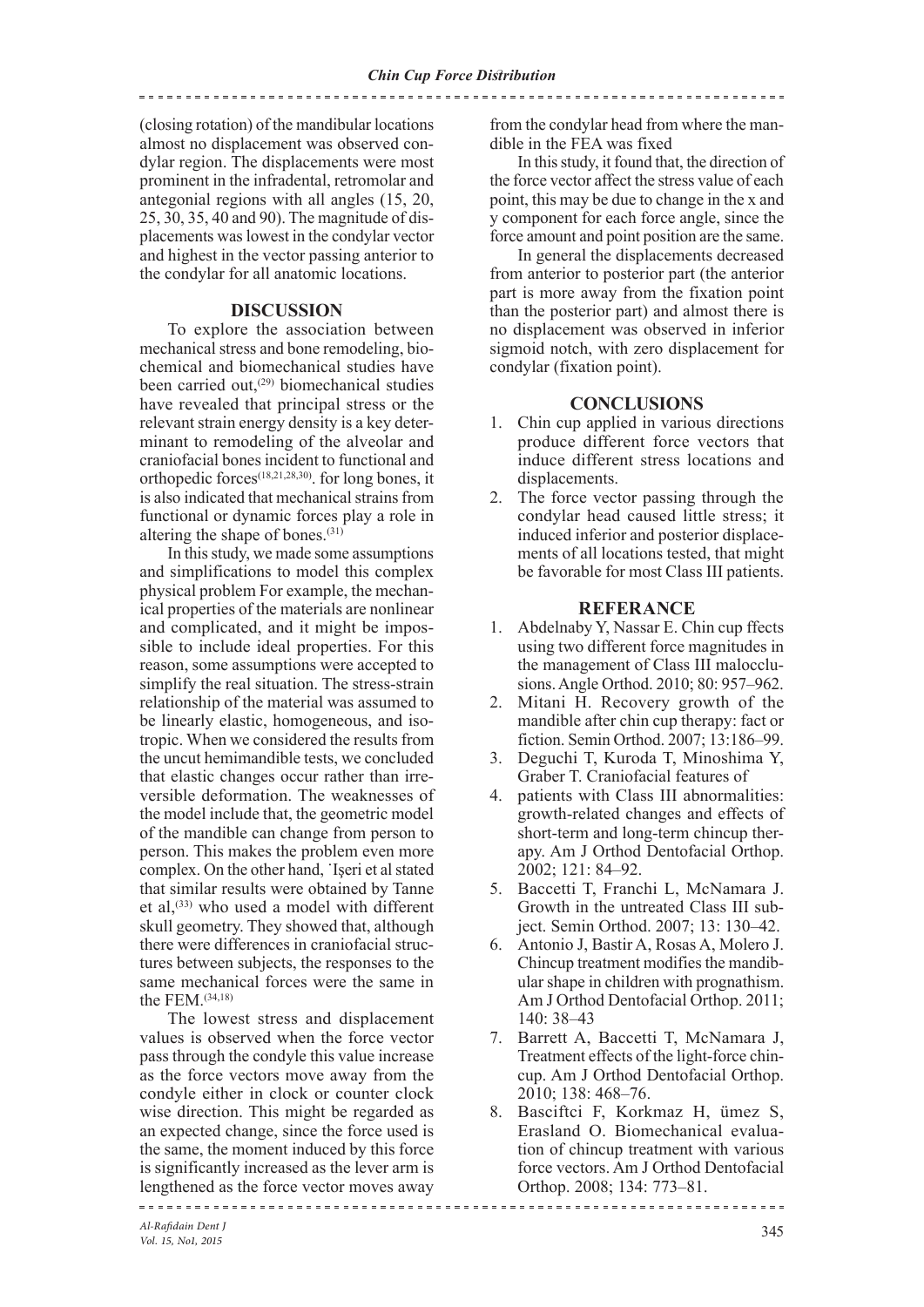(closing rotation) of the mandibular locations almost no displacement was observed condylar region. The displacements were most prominent in the infradental, retromolar and antegonial regions with all angles (15, 20, 25, 30, 35, 40 and 90). The magnitude of displacements was lowest in the condylar vector and highest in the vector passing anterior to the condylar for all anatomic locations.

## DISCUSSION

To explore the association between mechanical stress and bone remodeling, biochemical and biomechanical studies have been carried out,[29] biomechanical studies have revealed that principal stress or the relevant strain energy density is a key determinant to remodeling of the alveolar and craniofacial bones incident to functional and orthopedic forces[18,21,28,30]. for long bones, it is also indicated that mechanical strains from functional or dynamic forces play a role in altering the shape of bones.[31]

In this study, we made some assumptions and simplifications to model this complex physical problem For example, the mechanical properties of the materials are nonlinear and complicated, and it might be impossible to include ideal properties. For this reason, some assumptions were accepted to simplify the real situation. The stress-strain relationship of the material was assumed to be linearly elastic, homogeneous, and isotropic. When we considered the results from the uncut hemimandible tests, we concluded that elastic changes occur rather than irreversible deformation. The weaknesses of the model include that, the geometric model of the mandible can change from person to person. This makes the problem even more complex. On the other hand, ˙Işeri et al stated that similar results were obtained by Tanne et al,[33] who used a model with different skull geometry. They showed that, although there were differences in craniofacial structures between subjects, the responses to the same mechanical forces were the same in the FEM.[34,18]

The lowest stress and displacement values is observed when the force vector pass through the condyle this value increase as the force vectors move away from the condyle either in clock or counter clock wise direction. This might be regarded as an expected change, since the force used is the same, the moment induced by this force is significantly increased as the lever arm is lengthened as the force vector moves away from the condylar head from where the mandible in the FEA was fixed

In this study, it found that, the direction of the force vector affect the stress value of each point, this may be due to change in the x and y component for each force angle, since the force amount and point position are the same.

In general the displacements decreased from anterior to posterior part (the anterior part is more away from the fixation point than the posterior part) and almost there is no displacement was observed in inferior sigmoid notch, with zero displacement for condylar (fixation point).

## CONCLUSIONS

1. Chin cup applied in various directions produce different force vectors that induce different stress locations and displacements.
2. The force vector passing through the condylar head caused little stress; it induced inferior and posterior displacements of all locations tested, that might be favorable for most Class III patients.

## REFERANCE

1. Abdelnaby Y, Nassar E. Chin cup ffects using two different force magnitudes in the management of Class III malocclusions. Angle Orthod. 2010; 80: 957–962.
2. Mitani H. Recovery growth of the mandible after chin cup therapy: fact or fiction. Semin Orthod. 2007; 13:186–99.
3. Deguchi T, Kuroda T, Minoshima Y, Graber T. Craniofacial features of
4. patients with Class III abnormalities: growth-related changes and effects of short-term and long-term chincup therapy. Am J Orthod Dentofacial Orthop. 2002; 121: 84–92.
5. Baccetti T, Franchi L, McNamara J. Growth in the untreated Class III subject. Semin Orthod. 2007; 13: 130–42.
6. Antonio J, Bastir A, Rosas A, Molero J. Chincup treatment modifies the mandibular shape in children with prognathism. Am J Orthod Dentofacial Orthop. 2011; 140: 38–43
7. Barrett A, Baccetti T, McNamara J, Treatment effects of the light-force chincup. Am J Orthod Dentofacial Orthop. 2010; 138: 468–76.
8. Basciftci F, Korkmaz H, ümez S, Erasland O. Biomechanical evaluation of chincup treatment with various force vectors. Am J Orthod Dentofacial Orthop. 2008; 134: 773–81.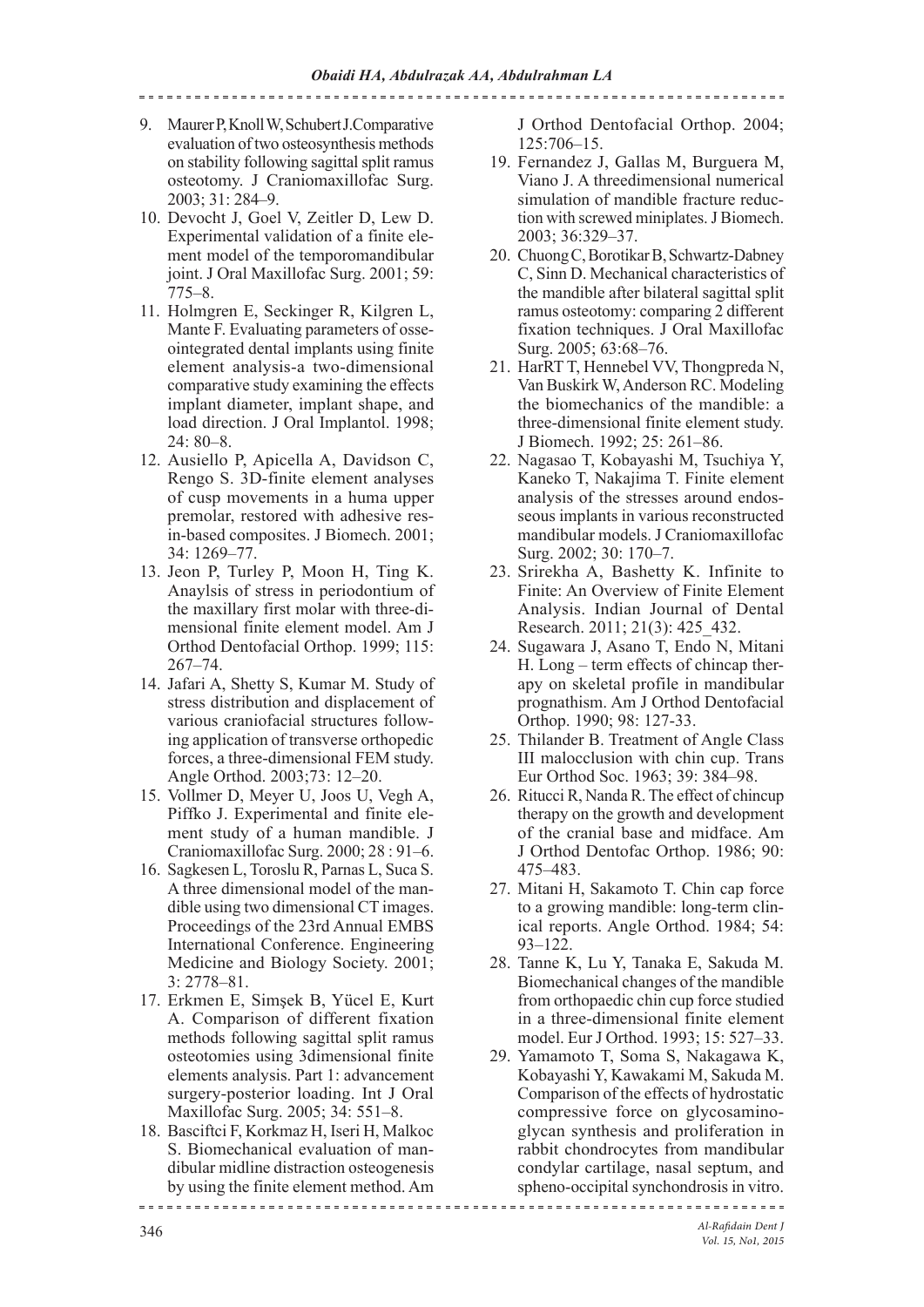9. Maurer P, Knoll W, Schubert J. Comparative evaluation of two osteosynthesis methods on stability following sagittal split ramus osteotomy. J Craniomaxillofac Surg. 2003; 31: 284–9.
10. Devocht J, Goel V, Zeitler D, Lew D. Experimental validation of a finite element model of the temporomandibular joint. J Oral Maxillofac Surg. 2001; 59: 775–8.
11. Holmgren E, Seckinger R, Kilgren L, Mante F. Evaluating parameters of osseointegrated dental implants using finite element analysis-a two-dimensional comparative study examining the effects implant diameter, implant shape, and load direction. J Oral Implantol. 1998; 24: 80–8.
12. Ausiello P, Apicella A, Davidson C, Rengo S. 3D-finite element analyses of cusp movements in a huma upper premolar, restored with adhesive resin-based composites. J Biomech. 2001; 34: 1269–77.
13. Jeon P, Turley P, Moon H, Ting K. Anaylsis of stress in periodontium of the maxillary first molar with three-dimensional finite element model. Am J Orthod Dentofacial Orthop. 1999; 115: 267–74.
14. Jafari A, Shetty S, Kumar M. Study of stress distribution and displacement of various craniofacial structures following application of transverse orthopedic forces, a three-dimensional FEM study. Angle Orthod. 2003;73: 12–20.
15. Vollmer D, Meyer U, Joos U, Vegh A, Piffko J. Experimental and finite element study of a human mandible. J Craniomaxillofac Surg. 2000; 28 : 91–6.
16. Sagkesen L, Toroslu R, Parnas L, Suca S. A three dimensional model of the mandible using two dimensional CT images. Proceedings of the 23rd Annual EMBS International Conference. Engineering Medicine and Biology Society. 2001; 3: 2778–81.
17. Erkmen E, Simşek B, Yücel E, Kurt A. Comparison of different fixation methods following sagittal split ramus osteotomies using 3dimensional finite elements analysis. Part 1: advancement surgery-posterior loading. Int J Oral Maxillofac Surg. 2005; 34: 551–8.
18. Basciftci F, Korkmaz H, Iseri H, Malkoc S. Biomechanical evaluation of mandibular midline distraction osteogenesis by using the finite element method. Am J Orthod Dentofacial Orthop. 2004; 125:706–15.
19. Fernandez J, Gallas M, Burguera M, Viano J. A threedimensional numerical simulation of mandible fracture reduction with screwed miniplates. J Biomech. 2003; 36:329–37.
20. Chuong C, Borotikar B, Schwartz-Dabney C, Sinn D. Mechanical characteristics of the mandible after bilateral sagittal split ramus osteotomy: comparing 2 different fixation techniques. J Oral Maxillofac Surg. 2005; 63:68–76.
21. HaRT T, Hennebel VV, Thongpreda N, Van Buskirk W, Anderson RC. Modeling the biomechanics of the mandible: a three-dimensional finite element study. J Biomech. 1992; 25: 261–86.
22. Nagasao T, Kobayashi M, Tsuchiya Y, Kaneko T, Nakajima T. Finite element analysis of the stresses around endosseous implants in various reconstructed mandibular models. J Craniomaxillofac Surg. 2002; 30: 170–7.
23. Srirekha A, Bashetty K. Infinite to Finite: An Overview of Finite Element Analysis. Indian Journal of Dental Research. 2011; 21(3): 425_432.
24. Sugawara J, Asano T, Endo N, Mitani H. Long – term effects of chincap therapy on skeletal profile in mandibular prognathism. Am J Orthod Dentofacial Orthop. 1990; 98: 127-33.
25. Thilander B. Treatment of Angle Class III malocclusion with chin cup. Trans Eur Orthod Soc. 1963; 39: 384–98.
26. Ritucci R, Nanda R. The effect of chincup therapy on the growth and development of the cranial base and midface. Am J Orthod Dentofac Orthop. 1986; 90: 475–483.
27. Mitani H, Sakamoto T. Chin cap force to a growing mandible: long-term clinical reports. Angle Orthod. 1984; 54: 93–122.
28. Tanne K, Lu Y, Tanaka E, Sakuda M. Biomechanical changes of the mandible from orthopaedic chin cup force studied in a three-dimensional finite element model. Eur J Orthod. 1993; 15: 527–33.
29. Yamamoto T, Soma S, Nakagawa K, Kobayashi Y, Kawakami M, Sakuda M. Comparison of the effects of hydrostatic compressive force on glycosaminoglycan synthesis and proliferation in rabbit chondrocytes from mandibular condylar cartilage, nasal septum, and spheno-occipital synchondrosis in vitro.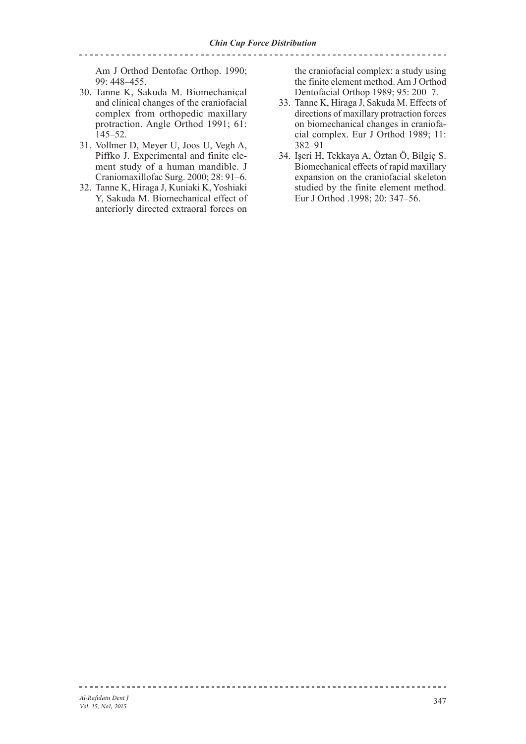Am J Orthod Dentofac Orthop. 1990; 99: 448–455.

30. Tanne K, Sakuda M. Biomechanical and clinical changes of the craniofacial complex from orthopedic maxillary protraction. Angle Orthod 1991; 61: 145–52.
31. Vollmer D, Meyer U, Joos U, Vegh A, Piffko J. Experimental and finite element study of a human mandible. J Craniomaxillofac Surg. 2000; 28: 91–6.
32. Tanne K, Hiraga J, Kuniaki K, Yoshiaki Y, Sakuda M. Biomechanical effect of anteriorly directed extraoral forces on the craniofacial complex: a study using the finite element method. Am J Orthod Dentofacial Orthop 1989; 95: 200–7.
33. Tanne K, Hiraga J, Sakuda M. Effects of directions of maxillary protraction forces on biomechanical changes in craniofacial complex. Eur J Orthod 1989; 11: 382–91
34. Işeri H, Tekkaya A, Öztan Ö, Bilgiç S. Biomechanical effects of rapid maxillary expansion on the craniofacial skeleton studied by the finite element method. Eur J Orthod .1998; 20: 347–56.